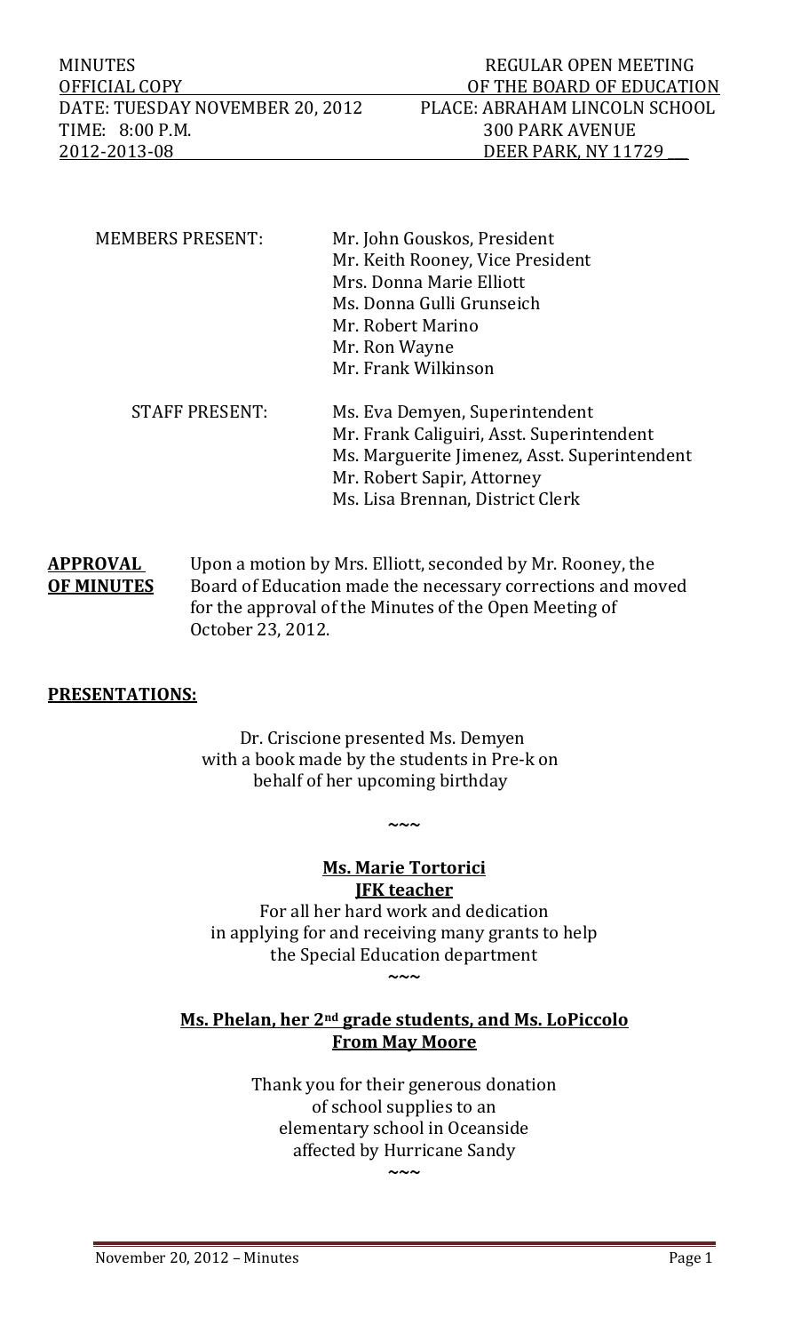MINUTES — REGULAR OPEN MEETING
OFFICIAL COPY — OF THE BOARD OF EDUCATION
DATE: TUESDAY NOVEMBER 20, 2012 — PLACE: ABRAHAM LINCOLN SCHOOL
TIME: 8:00 P.M. — 300 PARK AVENUE
2012-2013-08 — DEER PARK, NY 11729

| | |
|---|---|
| MEMBERS PRESENT: | Mr. John Gouskos, President |
| | Mr. Keith Rooney, Vice President |
| | Mrs. Donna Marie Elliott |
| | Ms. Donna Gulli Grunseich |
| | Mr. Robert Marino |
| | Mr. Ron Wayne |
| | Mr. Frank Wilkinson |
| STAFF PRESENT: | Ms. Eva Demyen, Superintendent |
| | Mr. Frank Caliguiri, Asst. Superintendent |
| | Ms. Marguerite Jimenez, Asst. Superintendent |
| | Mr. Robert Sapir, Attorney |
| | Ms. Lisa Brennan, District Clerk |

**APPROVAL OF MINUTES** Upon a motion by Mrs. Elliott, seconded by Mr. Rooney, the Board of Education made the necessary corrections and moved for the approval of the Minutes of the Open Meeting of October 23, 2012.

**PRESENTATIONS:**

Dr. Criscione presented Ms. Demyen with a book made by the students in Pre-k on behalf of her upcoming birthday

~~~

**Ms. Marie Tortorici**
**JFK teacher**

For all her hard work and dedication in applying for and receiving many grants to help the Special Education department

~~~

**Ms. Phelan, her 2nd grade students, and Ms. LoPiccolo**
**From May Moore**

Thank you for their generous donation of school supplies to an elementary school in Oceanside affected by Hurricane Sandy

~~~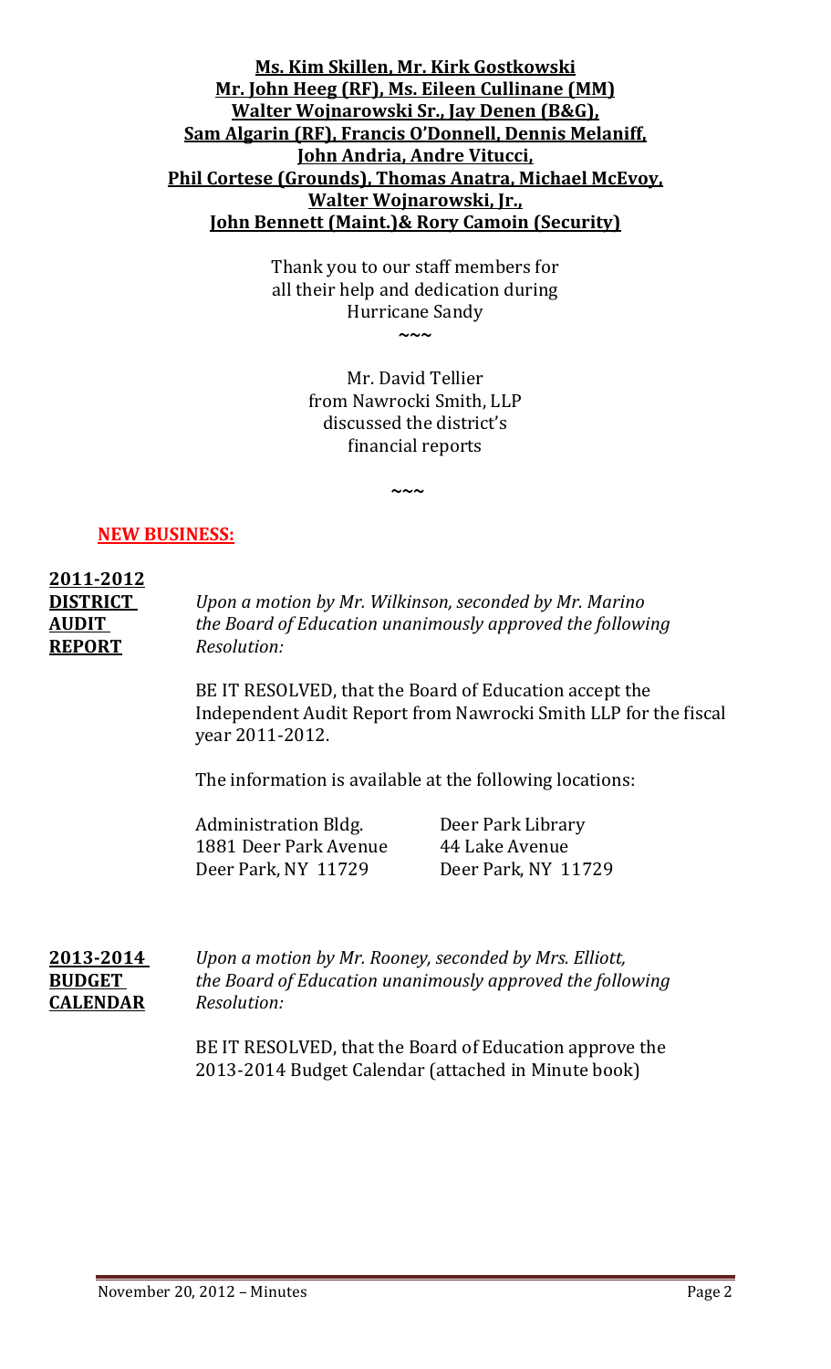**Ms. Kim Skillen, Mr. Kirk Gostkowski**
**Mr. John Heeg (RF), Ms. Eileen Cullinane (MM)**
**Walter Wojnarowski Sr., Jay Denen (B&G),**
**Sam Algarin (RF), Francis O'Donnell, Dennis Melaniff,**
**John Andria, Andre Vitucci,**
**Phil Cortese (Grounds), Thomas Anatra, Michael McEvoy,**
**Walter Wojnarowski, Jr.,**
**John Bennett (Maint.)& Rory Camoin (Security)**

Thank you to our staff members for all their help and dedication during Hurricane Sandy

~~~

Mr. David Tellier from Nawrocki Smith, LLP discussed the district's financial reports

~~~

**NEW BUSINESS:**

**2011-2012 DISTRICT AUDIT REPORT**

*Upon a motion by Mr. Wilkinson, seconded by Mr. Marino the Board of Education unanimously approved the following Resolution:*

BE IT RESOLVED, that the Board of Education accept the Independent Audit Report from Nawrocki Smith LLP for the fiscal year 2011-2012.

The information is available at the following locations:

| | |
|---|---|
| Administration Bldg. | Deer Park Library |
| 1881 Deer Park Avenue | 44 Lake Avenue |
| Deer Park, NY 11729 | Deer Park, NY 11729 |

**2013-2014 BUDGET CALENDAR**

*Upon a motion by Mr. Rooney, seconded by Mrs. Elliott, the Board of Education unanimously approved the following Resolution:*

BE IT RESOLVED, that the Board of Education approve the 2013-2014 Budget Calendar (attached in Minute book)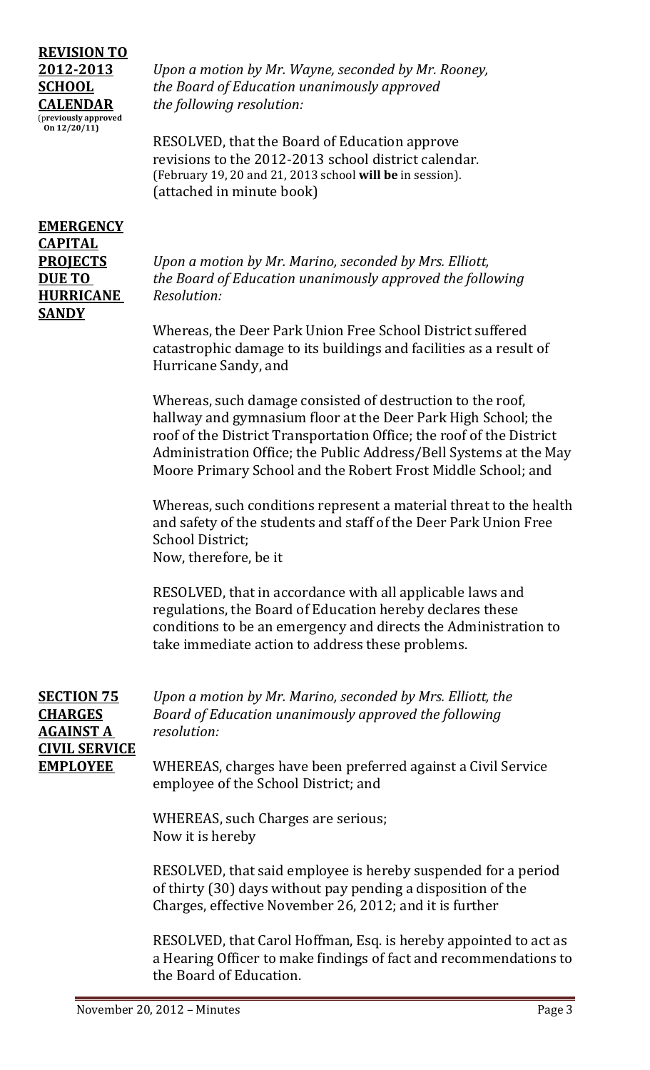**REVISION TO 2012-2013 SCHOOL CALENDAR** (previously approved On 12/20/11)

*Upon a motion by Mr. Wayne, seconded by Mr. Rooney, the Board of Education unanimously approved the following resolution:*

RESOLVED, that the Board of Education approve revisions to the 2012-2013 school district calendar. (February 19, 20 and 21, 2013 school **will be** in session). (attached in minute book)

**EMERGENCY CAPITAL PROJECTS DUE TO HURRICANE SANDY**

*Upon a motion by Mr. Marino, seconded by Mrs. Elliott, the Board of Education unanimously approved the following Resolution:*

Whereas, the Deer Park Union Free School District suffered catastrophic damage to its buildings and facilities as a result of Hurricane Sandy, and

Whereas, such damage consisted of destruction to the roof, hallway and gymnasium floor at the Deer Park High School; the roof of the District Transportation Office; the roof of the District Administration Office; the Public Address/Bell Systems at the May Moore Primary School and the Robert Frost Middle School; and

Whereas, such conditions represent a material threat to the health and safety of the students and staff of the Deer Park Union Free School District;
Now, therefore, be it

RESOLVED, that in accordance with all applicable laws and regulations, the Board of Education hereby declares these conditions to be an emergency and directs the Administration to take immediate action to address these problems.

**SECTION 75 CHARGES AGAINST A CIVIL SERVICE EMPLOYEE**

*Upon a motion by Mr. Marino, seconded by Mrs. Elliott, the Board of Education unanimously approved the following resolution:*

WHEREAS, charges have been preferred against a Civil Service employee of the School District; and

WHEREAS, such Charges are serious;
Now it is hereby

RESOLVED, that said employee is hereby suspended for a period of thirty (30) days without pay pending a disposition of the Charges, effective November 26, 2012; and it is further

RESOLVED, that Carol Hoffman, Esq. is hereby appointed to act as a Hearing Officer to make findings of fact and recommendations to the Board of Education.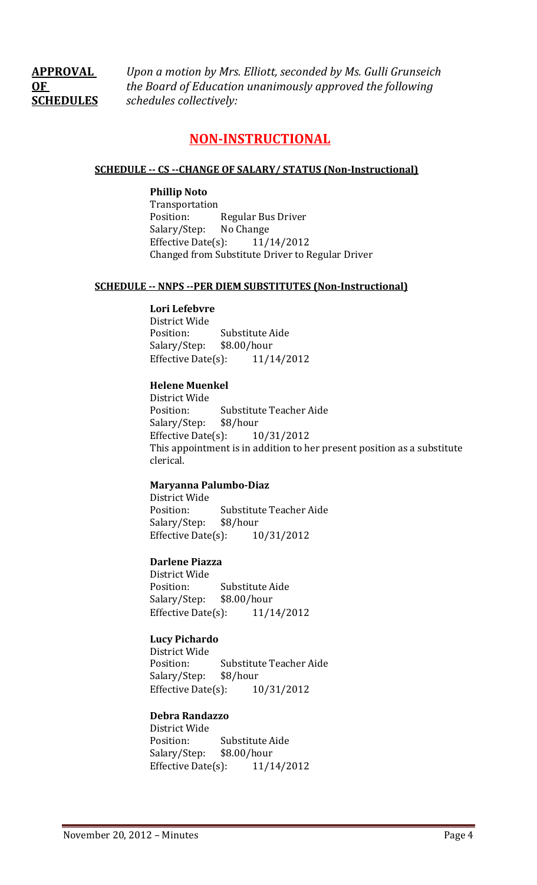**APPROVAL OF SCHEDULES** *Upon a motion by Mrs. Elliott, seconded by Ms. Gulli Grunseich the Board of Education unanimously approved the following schedules collectively:*

## NON-INSTRUCTIONAL

### SCHEDULE -- CS --CHANGE OF SALARY/ STATUS (Non-Instructional)

**Phillip Noto**
Transportation
Position: Regular Bus Driver
Salary/Step: No Change
Effective Date(s): 11/14/2012
Changed from Substitute Driver to Regular Driver

### SCHEDULE -- NNPS --PER DIEM SUBSTITUTES (Non-Instructional)

**Lori Lefebvre**
District Wide
Position: Substitute Aide
Salary/Step: $8.00/hour
Effective Date(s): 11/14/2012

**Helene Muenkel**
District Wide
Position: Substitute Teacher Aide
Salary/Step: $8/hour
Effective Date(s): 10/31/2012
This appointment is in addition to her present position as a substitute clerical.

**Maryanna Palumbo-Diaz**
District Wide
Position: Substitute Teacher Aide
Salary/Step: $8/hour
Effective Date(s): 10/31/2012

**Darlene Piazza**
District Wide
Position: Substitute Aide
Salary/Step: $8.00/hour
Effective Date(s): 11/14/2012

**Lucy Pichardo**
District Wide
Position: Substitute Teacher Aide
Salary/Step: $8/hour
Effective Date(s): 10/31/2012

**Debra Randazzo**
District Wide
Position: Substitute Aide
Salary/Step: $8.00/hour
Effective Date(s): 11/14/2012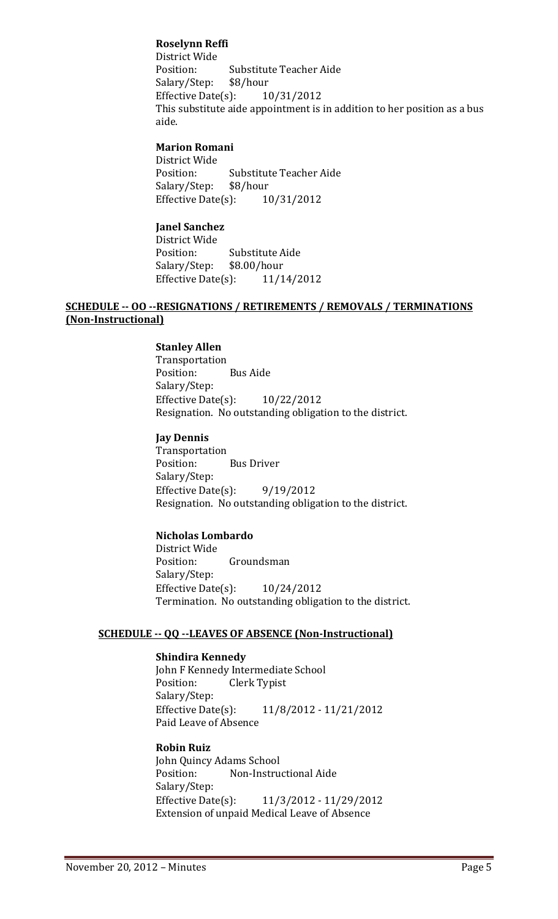**Roselynn Reffi**
District Wide
Position: Substitute Teacher Aide
Salary/Step: $8/hour
Effective Date(s): 10/31/2012
This substitute aide appointment is in addition to her position as a bus aide.

**Marion Romani**
District Wide
Position: Substitute Teacher Aide
Salary/Step: $8/hour
Effective Date(s): 10/31/2012

**Janel Sanchez**
District Wide
Position: Substitute Aide
Salary/Step: $8.00/hour
Effective Date(s): 11/14/2012

**SCHEDULE -- OO --RESIGNATIONS / RETIREMENTS / REMOVALS / TERMINATIONS (Non-Instructional)**

**Stanley Allen**
Transportation
Position: Bus Aide
Salary/Step:
Effective Date(s): 10/22/2012
Resignation. No outstanding obligation to the district.

**Jay Dennis**
Transportation
Position: Bus Driver
Salary/Step:
Effective Date(s): 9/19/2012
Resignation. No outstanding obligation to the district.

**Nicholas Lombardo**
District Wide
Position: Groundsman
Salary/Step:
Effective Date(s): 10/24/2012
Termination. No outstanding obligation to the district.

**SCHEDULE -- QQ --LEAVES OF ABSENCE (Non-Instructional)**

**Shindira Kennedy**
John F Kennedy Intermediate School
Position: Clerk Typist
Salary/Step:
Effective Date(s): 11/8/2012 - 11/21/2012
Paid Leave of Absence

**Robin Ruiz**
John Quincy Adams School
Position: Non-Instructional Aide
Salary/Step:
Effective Date(s): 11/3/2012 - 11/29/2012
Extension of unpaid Medical Leave of Absence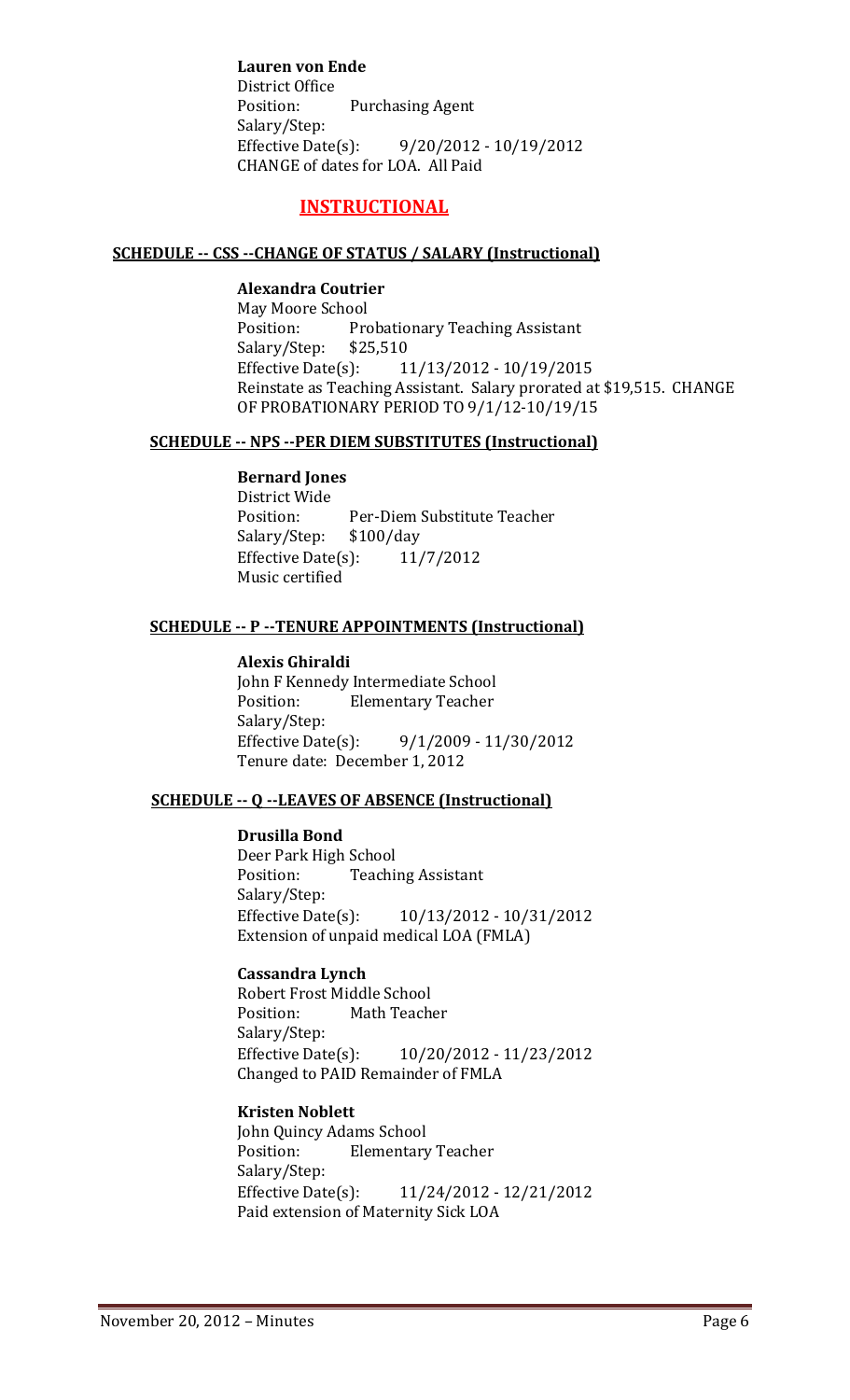**Lauren von Ende**
District Office
Position: Purchasing Agent
Salary/Step:
Effective Date(s): 9/20/2012 - 10/19/2012
CHANGE of dates for LOA. All Paid

## INSTRUCTIONAL

### SCHEDULE -- CSS --CHANGE OF STATUS / SALARY (Instructional)

**Alexandra Coutrier**
May Moore School
Position: Probationary Teaching Assistant
Salary/Step: $25,510
Effective Date(s): 11/13/2012 - 10/19/2015
Reinstate as Teaching Assistant. Salary prorated at $19,515. CHANGE OF PROBATIONARY PERIOD TO 9/1/12-10/19/15

### SCHEDULE -- NPS --PER DIEM SUBSTITUTES (Instructional)

**Bernard Jones**
District Wide
Position: Per-Diem Substitute Teacher
Salary/Step: $100/day
Effective Date(s): 11/7/2012
Music certified

### SCHEDULE -- P --TENURE APPOINTMENTS (Instructional)

**Alexis Ghiraldi**
John F Kennedy Intermediate School
Position: Elementary Teacher
Salary/Step:
Effective Date(s): 9/1/2009 - 11/30/2012
Tenure date: December 1, 2012

### SCHEDULE -- Q --LEAVES OF ABSENCE (Instructional)

**Drusilla Bond**
Deer Park High School
Position: Teaching Assistant
Salary/Step:
Effective Date(s): 10/13/2012 - 10/31/2012
Extension of unpaid medical LOA (FMLA)

**Cassandra Lynch**
Robert Frost Middle School
Position: Math Teacher
Salary/Step:
Effective Date(s): 10/20/2012 - 11/23/2012
Changed to PAID Remainder of FMLA

**Kristen Noblett**
John Quincy Adams School
Position: Elementary Teacher
Salary/Step:
Effective Date(s): 11/24/2012 - 12/21/2012
Paid extension of Maternity Sick LOA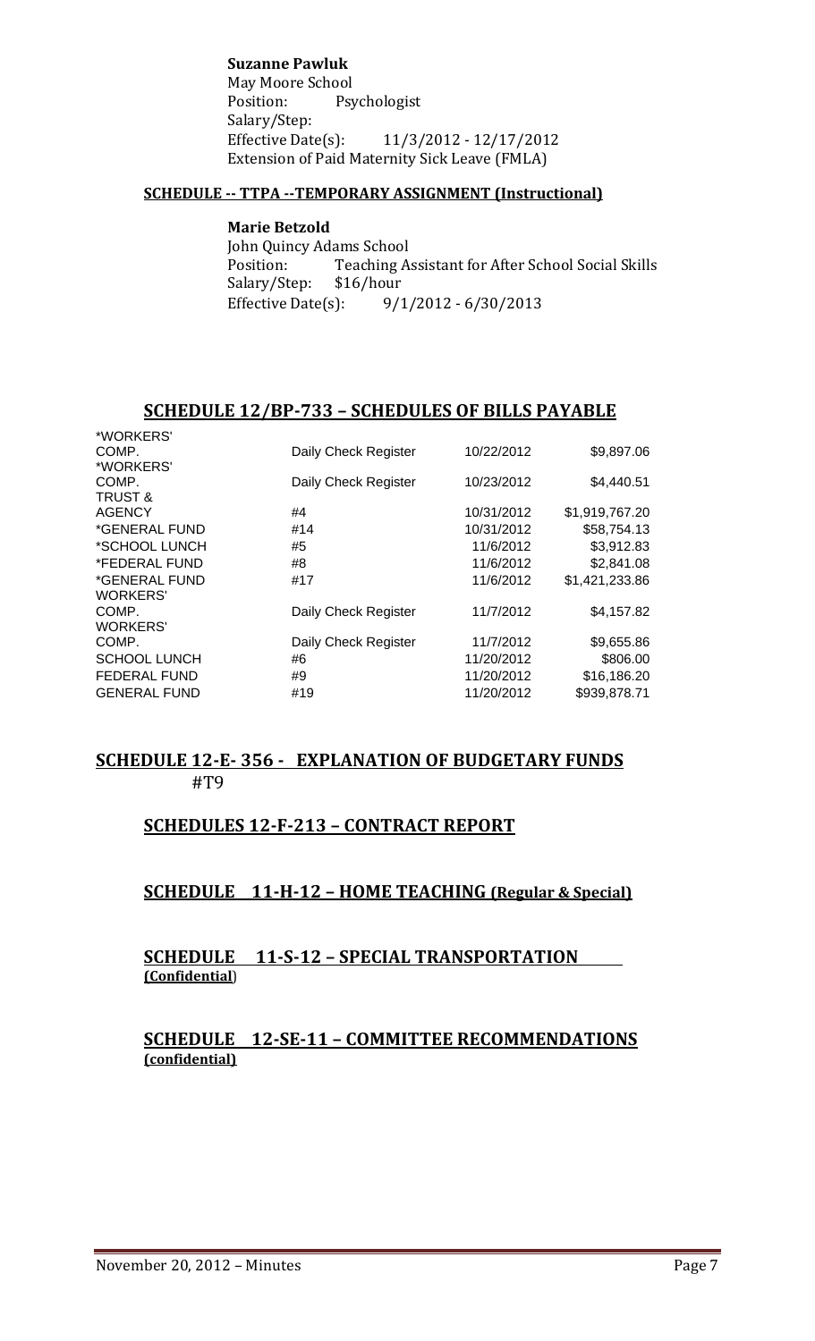**Suzanne Pawluk**
May Moore School
Position: Psychologist
Salary/Step:
Effective Date(s): 11/3/2012 - 12/17/2012
Extension of Paid Maternity Sick Leave (FMLA)

**SCHEDULE -- TTPA --TEMPORARY ASSIGNMENT (Instructional)**

**Marie Betzold**
John Quincy Adams School
Position: Teaching Assistant for After School Social Skills
Salary/Step: $16/hour
Effective Date(s): 9/1/2012 - 6/30/2013

## SCHEDULE 12/BP-733 – SCHEDULES OF BILLS PAYABLE

| | | | |
|---|---|---|---|
| *WORKERS' COMP. | Daily Check Register | 10/22/2012 | $9,897.06 |
| *WORKERS' COMP. | Daily Check Register | 10/23/2012 | $4,440.51 |
| TRUST & AGENCY | #4 | 10/31/2012 | $1,919,767.20 |
| *GENERAL FUND | #14 | 10/31/2012 | $58,754.13 |
| *SCHOOL LUNCH | #5 | 11/6/2012 | $3,912.83 |
| *FEDERAL FUND | #8 | 11/6/2012 | $2,841.08 |
| *GENERAL FUND | #17 | 11/6/2012 | $1,421,233.86 |
| WORKERS' COMP. | Daily Check Register | 11/7/2012 | $4,157.82 |
| WORKERS' COMP. | Daily Check Register | 11/7/2012 | $9,655.86 |
| SCHOOL LUNCH | #6 | 11/20/2012 | $806.00 |
| FEDERAL FUND | #9 | 11/20/2012 | $16,186.20 |
| GENERAL FUND | #19 | 11/20/2012 | $939,878.71 |

## SCHEDULE 12-E- 356 - EXPLANATION OF BUDGETARY FUNDS

#T9

## SCHEDULES 12-F-213 – CONTRACT REPORT

## SCHEDULE 11-H-12 – HOME TEACHING (Regular & Special)

## SCHEDULE 11-S-12 – SPECIAL TRANSPORTATION (Confidential)

## SCHEDULE 12-SE-11 – COMMITTEE RECOMMENDATIONS (confidential)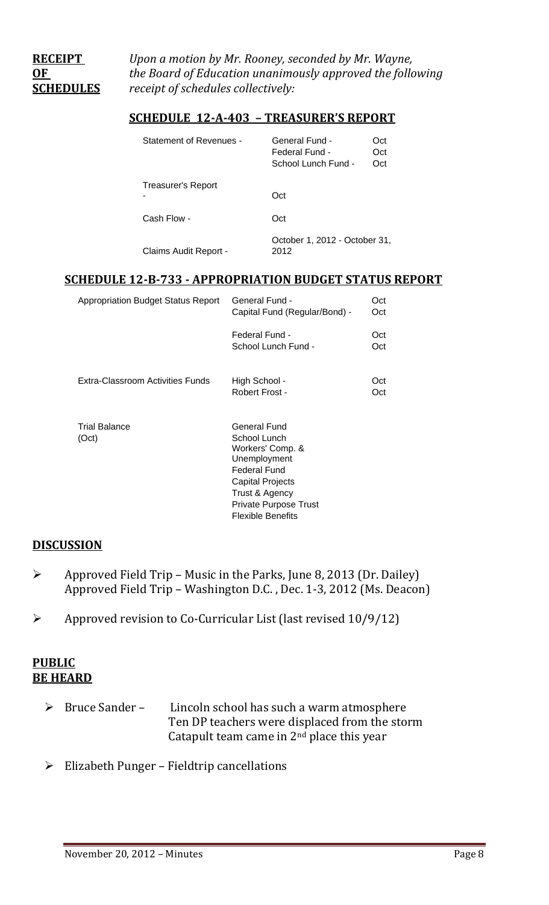**RECEIPT OF SCHEDULES** *Upon a motion by Mr. Rooney, seconded by Mr. Wayne, the Board of Education unanimously approved the following receipt of schedules collectively:*

**SCHEDULE 12-A-403 – TREASURER'S REPORT**

| | | |
|---|---|---|
| Statement of Revenues - | General Fund - | Oct |
| | Federal Fund - | Oct |
| | School Lunch Fund - | Oct |
| Treasurer's Report - | Oct | |
| Cash Flow - | Oct | |
| Claims Audit Report - | October 1, 2012 - October 31, 2012 | |

**SCHEDULE 12-B-733 - APPROPRIATION BUDGET STATUS REPORT**

| | | |
|---|---|---|
| Appropriation Budget Status Report | General Fund - | Oct |
| | Capital Fund (Regular/Bond) - | Oct |
| | Federal Fund - | Oct |
| | School Lunch Fund - | Oct |
| Extra-Classroom Activities Funds | High School - | Oct |
| | Robert Frost - | Oct |
| Trial Balance (Oct) | General Fund | |
| | School Lunch | |
| | Workers' Comp. & Unemployment | |
| | Federal Fund | |
| | Capital Projects | |
| | Trust & Agency | |
| | Private Purpose Trust | |
| | Flexible Benefits | |

**DISCUSSION**

- Approved Field Trip – Music in the Parks, June 8, 2013 (Dr. Dailey)
  Approved Field Trip – Washington D.C. , Dec. 1-3, 2012 (Ms. Deacon)
- Approved revision to Co-Curricular List (last revised 10/9/12)

**PUBLIC BE HEARD**

- Bruce Sander – Lincoln school has such a warm atmosphere
  Ten DP teachers were displaced from the storm
  Catapult team came in 2nd place this year
- Elizabeth Punger – Fieldtrip cancellations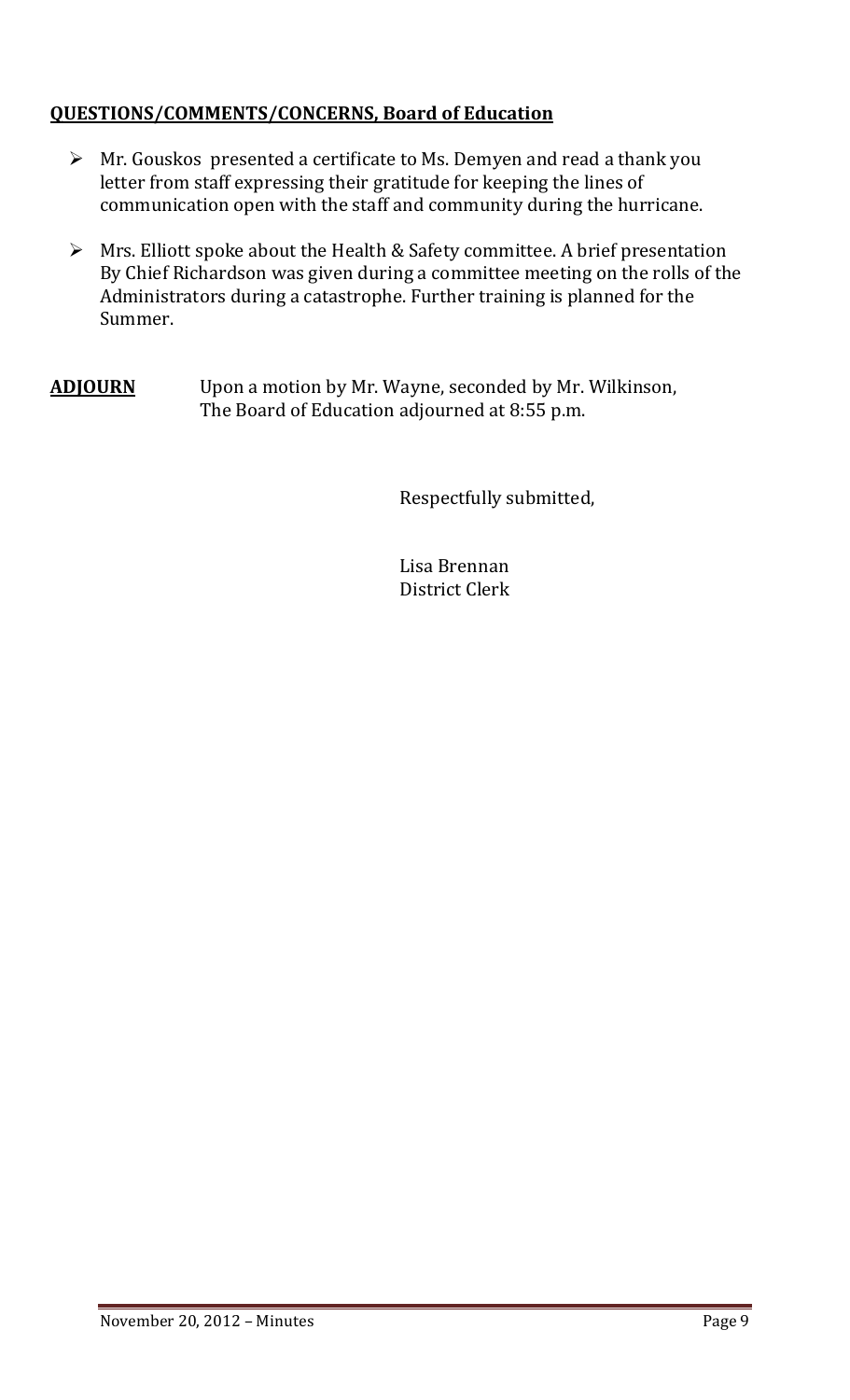**QUESTIONS/COMMENTS/CONCERNS, Board of Education**

- Mr. Gouskos presented a certificate to Ms. Demyen and read a thank you letter from staff expressing their gratitude for keeping the lines of communication open with the staff and community during the hurricane.

- Mrs. Elliott spoke about the Health & Safety committee. A brief presentation By Chief Richardson was given during a committee meeting on the rolls of the Administrators during a catastrophe. Further training is planned for the Summer.

**ADJOURN** Upon a motion by Mr. Wayne, seconded by Mr. Wilkinson, The Board of Education adjourned at 8:55 p.m.

Respectfully submitted,

Lisa Brennan
District Clerk